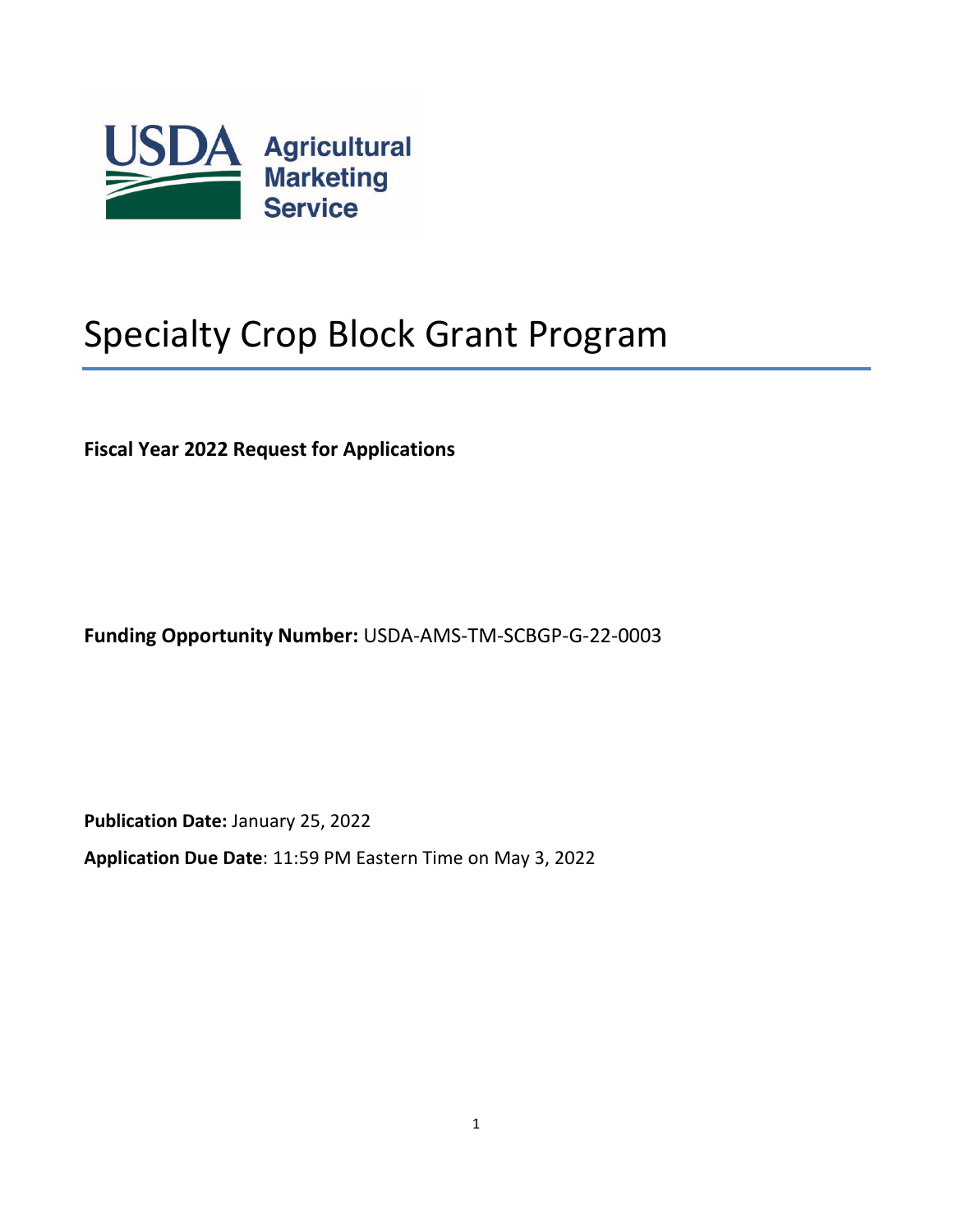USDA Agricultural Marketing Service

# Specialty Crop Block Grant Program

**Fiscal Year 2022 Request for Applications**

**Funding Opportunity Number:** USDA-AMS-TM-SCBGP-G-22-0003

**Publication Date:** January 25, 2022

**Application Due Date**: 11:59 PM Eastern Time on May 3, 2022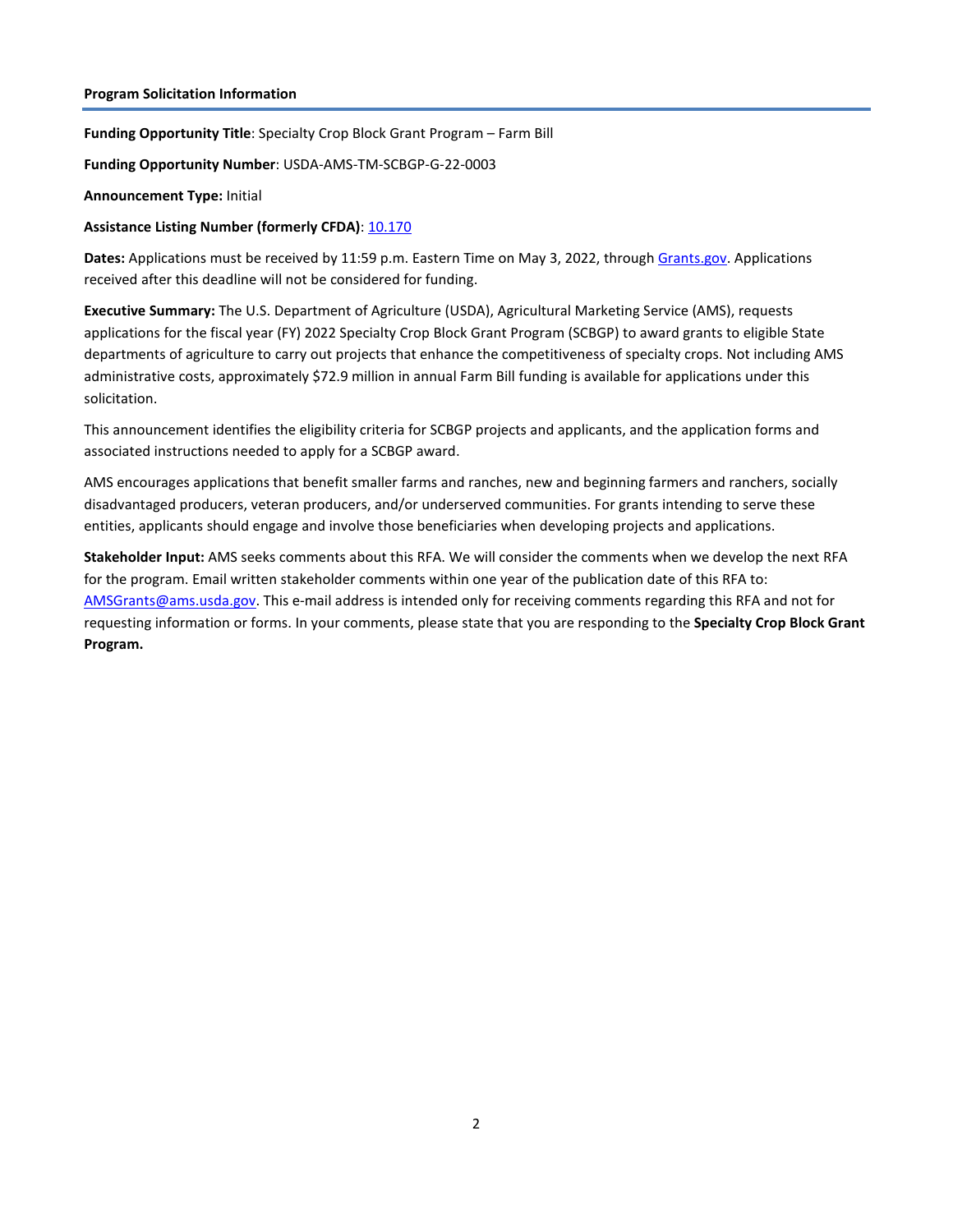## Program Solicitation Information

**Funding Opportunity Title**: Specialty Crop Block Grant Program – Farm Bill

**Funding Opportunity Number**: USDA-AMS-TM-SCBGP-G-22-0003

**Announcement Type:** Initial

**Assistance Listing Number (formerly CFDA)**: [10.170]

**Dates:** Applications must be received by 11:59 p.m. Eastern Time on May 3, 2022, through Grants.gov. Applications received after this deadline will not be considered for funding.

**Executive Summary:** The U.S. Department of Agriculture (USDA), Agricultural Marketing Service (AMS), requests applications for the fiscal year (FY) 2022 Specialty Crop Block Grant Program (SCBGP) to award grants to eligible State departments of agriculture to carry out projects that enhance the competitiveness of specialty crops. Not including AMS administrative costs, approximately $72.9 million in annual Farm Bill funding is available for applications under this solicitation.

This announcement identifies the eligibility criteria for SCBGP projects and applicants, and the application forms and associated instructions needed to apply for a SCBGP award.

AMS encourages applications that benefit smaller farms and ranches, new and beginning farmers and ranchers, socially disadvantaged producers, veteran producers, and/or underserved communities. For grants intending to serve these entities, applicants should engage and involve those beneficiaries when developing projects and applications.

**Stakeholder Input:** AMS seeks comments about this RFA. We will consider the comments when we develop the next RFA for the program. Email written stakeholder comments within one year of the publication date of this RFA to: AMSGrants@ams.usda.gov. This e-mail address is intended only for receiving comments regarding this RFA and not for requesting information or forms. In your comments, please state that you are responding to the **Specialty Crop Block Grant Program.**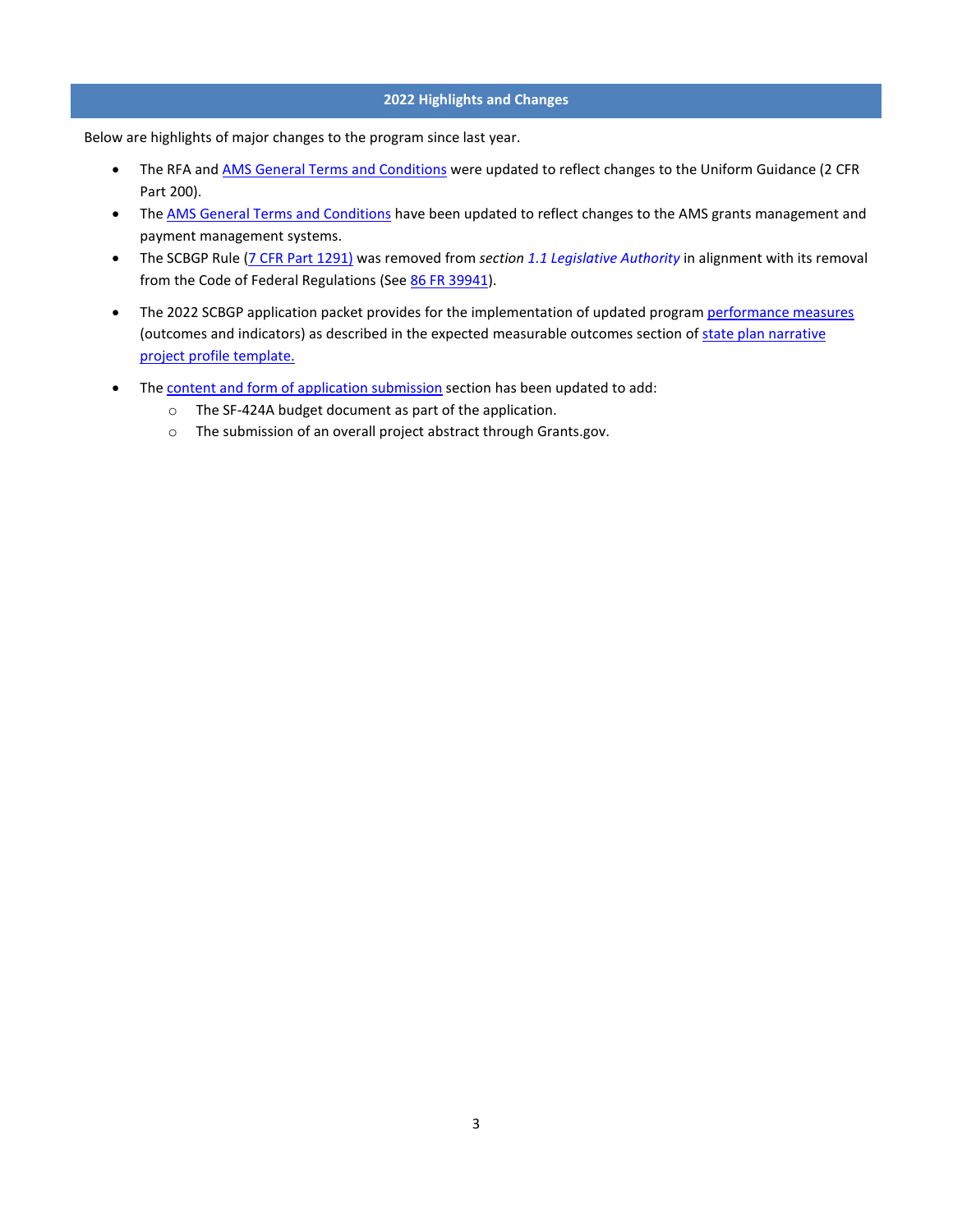## 2022 Highlights and Changes

Below are highlights of major changes to the program since last year.

- The RFA and AMS General Terms and Conditions were updated to reflect changes to the Uniform Guidance (2 CFR Part 200).
- The AMS General Terms and Conditions have been updated to reflect changes to the AMS grants management and payment management systems.
- The SCBGP Rule (7 CFR Part 1291) was removed from *section 1.1 Legislative Authority* in alignment with its removal from the Code of Federal Regulations (See 86 FR 39941).
- The 2022 SCBGP application packet provides for the implementation of updated program performance measures (outcomes and indicators) as described in the expected measurable outcomes section of state plan narrative project profile template.
- The content and form of application submission section has been updated to add:
  - The SF-424A budget document as part of the application.
  - The submission of an overall project abstract through Grants.gov.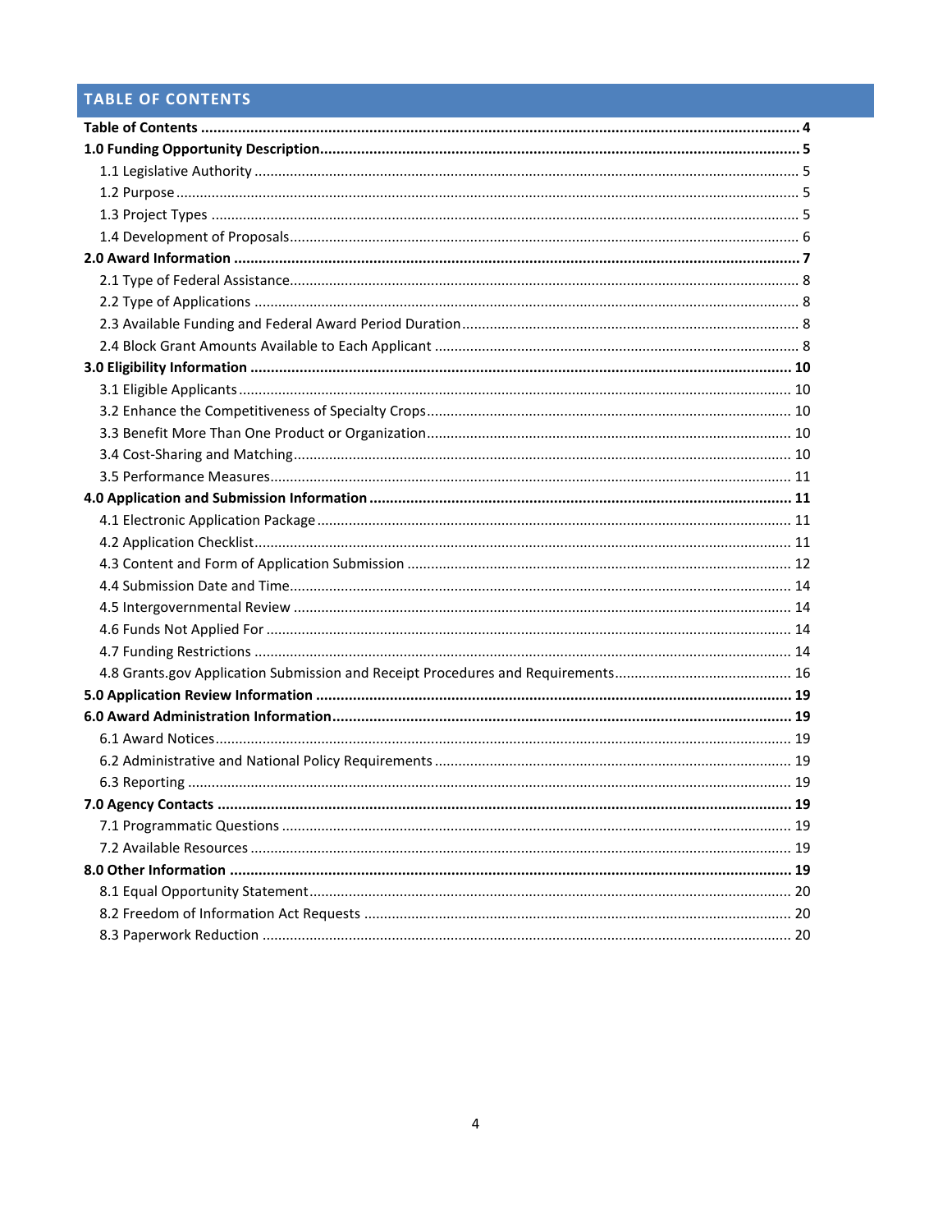## TABLE OF CONTENTS

**Table of Contents** ........ **4**

**1.0 Funding Opportunity Description** ........ **5**

- 1.1 Legislative Authority ........ 5
- 1.2 Purpose ........ 5
- 1.3 Project Types ........ 5
- 1.4 Development of Proposals ........ 6

**2.0 Award Information** ........ **7**

- 2.1 Type of Federal Assistance ........ 8
- 2.2 Type of Applications ........ 8
- 2.3 Available Funding and Federal Award Period Duration ........ 8
- 2.4 Block Grant Amounts Available to Each Applicant ........ 8

**3.0 Eligibility Information** ........ **10**

- 3.1 Eligible Applicants ........ 10
- 3.2 Enhance the Competitiveness of Specialty Crops ........ 10
- 3.3 Benefit More Than One Product or Organization ........ 10
- 3.4 Cost-Sharing and Matching ........ 10
- 3.5 Performance Measures ........ 11

**4.0 Application and Submission Information** ........ **11**

- 4.1 Electronic Application Package ........ 11
- 4.2 Application Checklist ........ 11
- 4.3 Content and Form of Application Submission ........ 12
- 4.4 Submission Date and Time ........ 14
- 4.5 Intergovernmental Review ........ 14
- 4.6 Funds Not Applied For ........ 14
- 4.7 Funding Restrictions ........ 14
- 4.8 Grants.gov Application Submission and Receipt Procedures and Requirements ........ 16

**5.0 Application Review Information** ........ **19**

**6.0 Award Administration Information** ........ **19**

- 6.1 Award Notices ........ 19
- 6.2 Administrative and National Policy Requirements ........ 19
- 6.3 Reporting ........ 19

**7.0 Agency Contacts** ........ **19**

- 7.1 Programmatic Questions ........ 19
- 7.2 Available Resources ........ 19

**8.0 Other Information** ........ **19**

- 8.1 Equal Opportunity Statement ........ 20
- 8.2 Freedom of Information Act Requests ........ 20
- 8.3 Paperwork Reduction ........ 20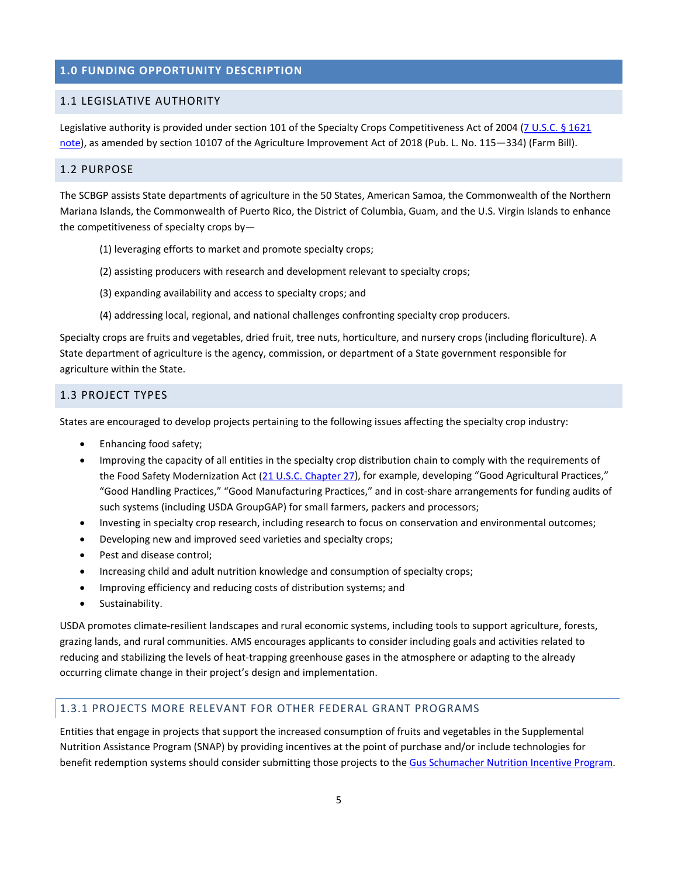# 1.0 FUNDING OPPORTUNITY DESCRIPTION

## 1.1 LEGISLATIVE AUTHORITY

Legislative authority is provided under section 101 of the Specialty Crops Competitiveness Act of 2004 (7 U.S.C. § 1621 note), as amended by section 10107 of the Agriculture Improvement Act of 2018 (Pub. L. No. 115—334) (Farm Bill).

## 1.2 PURPOSE

The SCBGP assists State departments of agriculture in the 50 States, American Samoa, the Commonwealth of the Northern Mariana Islands, the Commonwealth of Puerto Rico, the District of Columbia, Guam, and the U.S. Virgin Islands to enhance the competitiveness of specialty crops by—

(1) leveraging efforts to market and promote specialty crops;

(2) assisting producers with research and development relevant to specialty crops;

(3) expanding availability and access to specialty crops; and

(4) addressing local, regional, and national challenges confronting specialty crop producers.

Specialty crops are fruits and vegetables, dried fruit, tree nuts, horticulture, and nursery crops (including floriculture). A State department of agriculture is the agency, commission, or department of a State government responsible for agriculture within the State.

## 1.3 PROJECT TYPES

States are encouraged to develop projects pertaining to the following issues affecting the specialty crop industry:

- Enhancing food safety;
- Improving the capacity of all entities in the specialty crop distribution chain to comply with the requirements of the Food Safety Modernization Act (21 U.S.C. Chapter 27), for example, developing "Good Agricultural Practices," "Good Handling Practices," "Good Manufacturing Practices," and in cost-share arrangements for funding audits of such systems (including USDA GroupGAP) for small farmers, packers and processors;
- Investing in specialty crop research, including research to focus on conservation and environmental outcomes;
- Developing new and improved seed varieties and specialty crops;
- Pest and disease control;
- Increasing child and adult nutrition knowledge and consumption of specialty crops;
- Improving efficiency and reducing costs of distribution systems; and
- Sustainability.

USDA promotes climate-resilient landscapes and rural economic systems, including tools to support agriculture, forests, grazing lands, and rural communities. AMS encourages applicants to consider including goals and activities related to reducing and stabilizing the levels of heat-trapping greenhouse gases in the atmosphere or adapting to the already occurring climate change in their project's design and implementation.

### 1.3.1 PROJECTS MORE RELEVANT FOR OTHER FEDERAL GRANT PROGRAMS

Entities that engage in projects that support the increased consumption of fruits and vegetables in the Supplemental Nutrition Assistance Program (SNAP) by providing incentives at the point of purchase and/or include technologies for benefit redemption systems should consider submitting those projects to the Gus Schumacher Nutrition Incentive Program.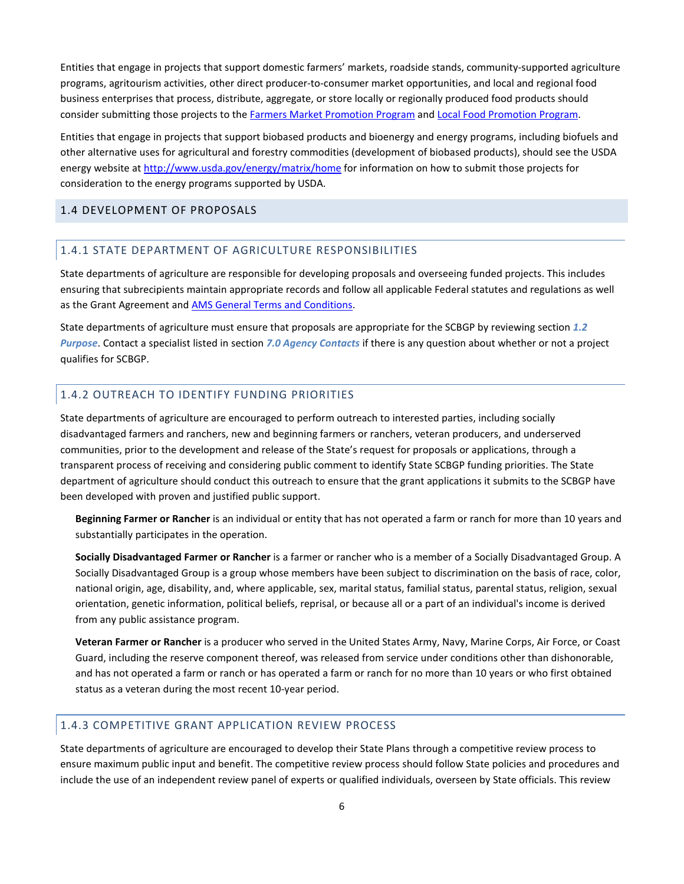Entities that engage in projects that support domestic farmers' markets, roadside stands, community-supported agriculture programs, agritourism activities, other direct producer-to-consumer market opportunities, and local and regional food business enterprises that process, distribute, aggregate, or store locally or regionally produced food products should consider submitting those projects to the Farmers Market Promotion Program and Local Food Promotion Program.

Entities that engage in projects that support biobased products and bioenergy and energy programs, including biofuels and other alternative uses for agricultural and forestry commodities (development of biobased products), should see the USDA energy website at http://www.usda.gov/energy/matrix/home for information on how to submit those projects for consideration to the energy programs supported by USDA.

## 1.4 DEVELOPMENT OF PROPOSALS

### 1.4.1 STATE DEPARTMENT OF AGRICULTURE RESPONSIBILITIES

State departments of agriculture are responsible for developing proposals and overseeing funded projects. This includes ensuring that subrecipients maintain appropriate records and follow all applicable Federal statutes and regulations as well as the Grant Agreement and AMS General Terms and Conditions.

State departments of agriculture must ensure that proposals are appropriate for the SCBGP by reviewing section ***1.2 Purpose***. Contact a specialist listed in section ***7.0 Agency Contacts*** if there is any question about whether or not a project qualifies for SCBGP.

### 1.4.2 OUTREACH TO IDENTIFY FUNDING PRIORITIES

State departments of agriculture are encouraged to perform outreach to interested parties, including socially disadvantaged farmers and ranchers, new and beginning farmers or ranchers, veteran producers, and underserved communities, prior to the development and release of the State's request for proposals or applications, through a transparent process of receiving and considering public comment to identify State SCBGP funding priorities. The State department of agriculture should conduct this outreach to ensure that the grant applications it submits to the SCBGP have been developed with proven and justified public support.

**Beginning Farmer or Rancher** is an individual or entity that has not operated a farm or ranch for more than 10 years and substantially participates in the operation.

**Socially Disadvantaged Farmer or Rancher** is a farmer or rancher who is a member of a Socially Disadvantaged Group. A Socially Disadvantaged Group is a group whose members have been subject to discrimination on the basis of race, color, national origin, age, disability, and, where applicable, sex, marital status, familial status, parental status, religion, sexual orientation, genetic information, political beliefs, reprisal, or because all or a part of an individual's income is derived from any public assistance program.

**Veteran Farmer or Rancher** is a producer who served in the United States Army, Navy, Marine Corps, Air Force, or Coast Guard, including the reserve component thereof, was released from service under conditions other than dishonorable, and has not operated a farm or ranch or has operated a farm or ranch for no more than 10 years or who first obtained status as a veteran during the most recent 10-year period.

### 1.4.3 COMPETITIVE GRANT APPLICATION REVIEW PROCESS

State departments of agriculture are encouraged to develop their State Plans through a competitive review process to ensure maximum public input and benefit. The competitive review process should follow State policies and procedures and include the use of an independent review panel of experts or qualified individuals, overseen by State officials. This review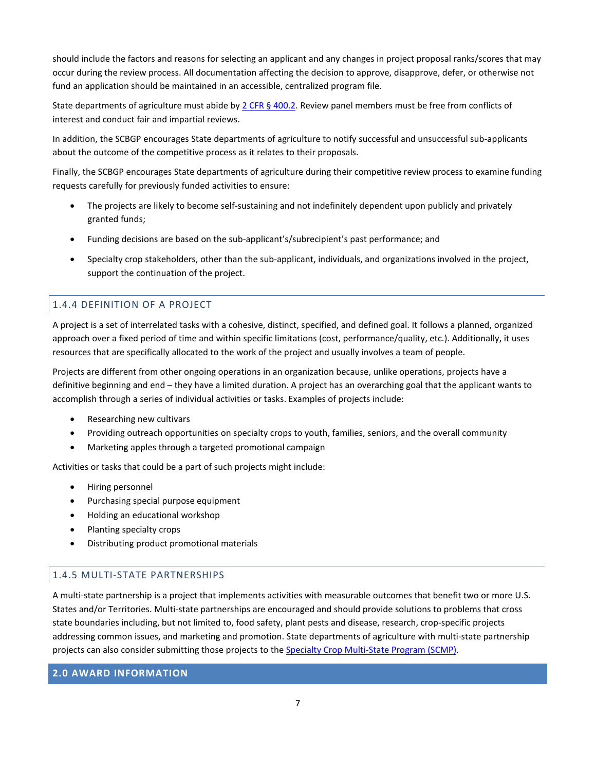should include the factors and reasons for selecting an applicant and any changes in project proposal ranks/scores that may occur during the review process. All documentation affecting the decision to approve, disapprove, defer, or otherwise not fund an application should be maintained in an accessible, centralized program file.

State departments of agriculture must abide by [2 CFR § 400.2](). Review panel members must be free from conflicts of interest and conduct fair and impartial reviews.

In addition, the SCBGP encourages State departments of agriculture to notify successful and unsuccessful sub-applicants about the outcome of the competitive process as it relates to their proposals.

Finally, the SCBGP encourages State departments of agriculture during their competitive review process to examine funding requests carefully for previously funded activities to ensure:

- The projects are likely to become self-sustaining and not indefinitely dependent upon publicly and privately granted funds;
- Funding decisions are based on the sub-applicant's/subrecipient's past performance; and
- Specialty crop stakeholders, other than the sub-applicant, individuals, and organizations involved in the project, support the continuation of the project.

### 1.4.4 DEFINITION OF A PROJECT

A project is a set of interrelated tasks with a cohesive, distinct, specified, and defined goal. It follows a planned, organized approach over a fixed period of time and within specific limitations (cost, performance/quality, etc.). Additionally, it uses resources that are specifically allocated to the work of the project and usually involves a team of people.

Projects are different from other ongoing operations in an organization because, unlike operations, projects have a definitive beginning and end – they have a limited duration. A project has an overarching goal that the applicant wants to accomplish through a series of individual activities or tasks. Examples of projects include:

- Researching new cultivars
- Providing outreach opportunities on specialty crops to youth, families, seniors, and the overall community
- Marketing apples through a targeted promotional campaign

Activities or tasks that could be a part of such projects might include:

- Hiring personnel
- Purchasing special purpose equipment
- Holding an educational workshop
- Planting specialty crops
- Distributing product promotional materials

### 1.4.5 MULTI-STATE PARTNERSHIPS

A multi-state partnership is a project that implements activities with measurable outcomes that benefit two or more U.S. States and/or Territories. Multi-state partnerships are encouraged and should provide solutions to problems that cross state boundaries including, but not limited to, food safety, plant pests and disease, research, crop-specific projects addressing common issues, and marketing and promotion. State departments of agriculture with multi-state partnership projects can also consider submitting those projects to the [Specialty Crop Multi-State Program (SCMP)]().

## 2.0 AWARD INFORMATION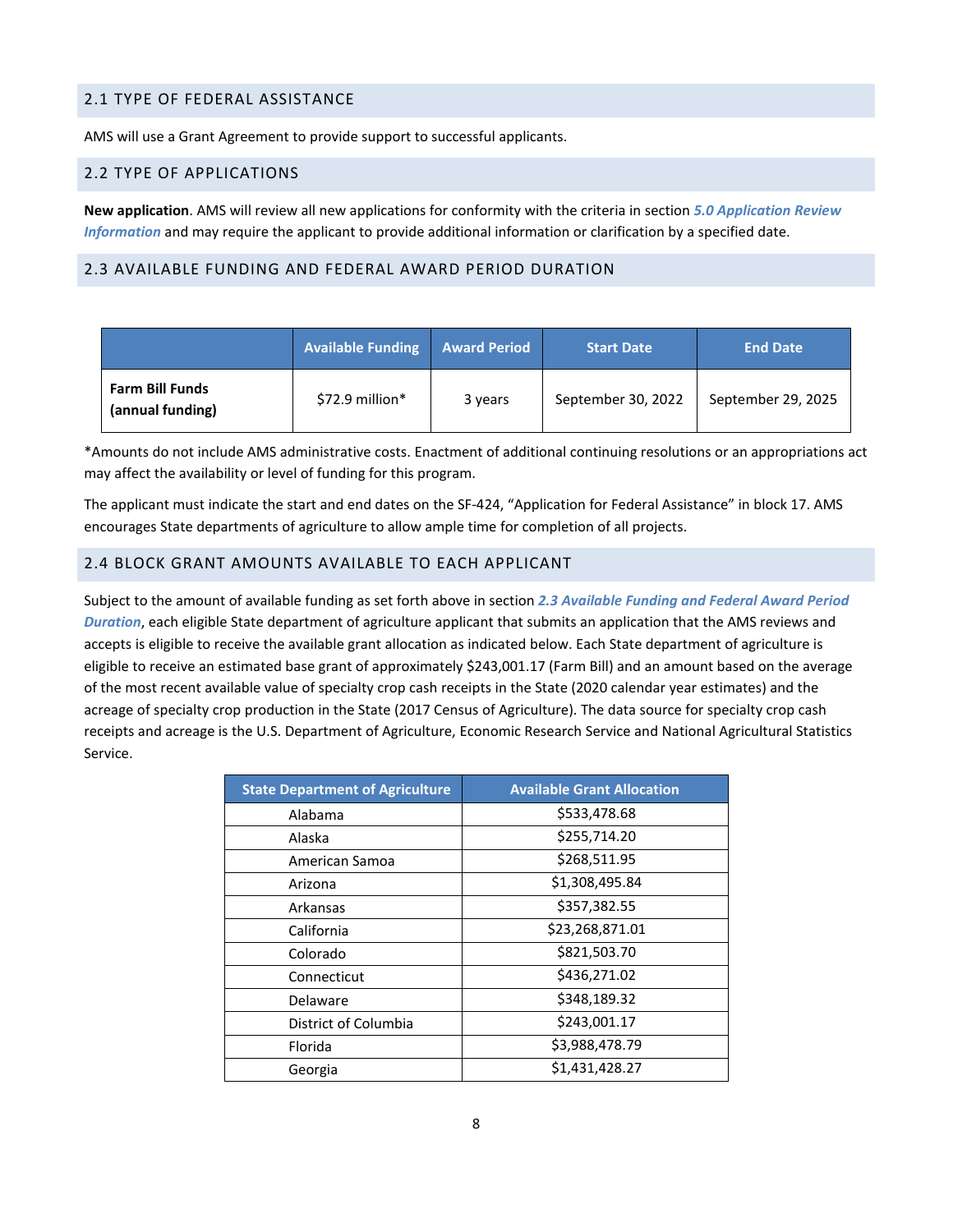## 2.1 TYPE OF FEDERAL ASSISTANCE

AMS will use a Grant Agreement to provide support to successful applicants.

## 2.2 TYPE OF APPLICATIONS

**New application**. AMS will review all new applications for conformity with the criteria in section ***5.0 Application Review Information*** and may require the applicant to provide additional information or clarification by a specified date.

## 2.3 AVAILABLE FUNDING AND FEDERAL AWARD PERIOD DURATION

| | Available Funding | Award Period | Start Date | End Date |
|---|---|---|---|---|
| **Farm Bill Funds (annual funding)** | $72.9 million* | 3 years | September 30, 2022 | September 29, 2025 |

*Amounts do not include AMS administrative costs. Enactment of additional continuing resolutions or an appropriations act may affect the availability or level of funding for this program.

The applicant must indicate the start and end dates on the SF-424, "Application for Federal Assistance" in block 17. AMS encourages State departments of agriculture to allow ample time for completion of all projects.

## 2.4 BLOCK GRANT AMOUNTS AVAILABLE TO EACH APPLICANT

Subject to the amount of available funding as set forth above in section ***2.3 Available Funding and Federal Award Period Duration***, each eligible State department of agriculture applicant that submits an application that the AMS reviews and accepts is eligible to receive the available grant allocation as indicated below. Each State department of agriculture is eligible to receive an estimated base grant of approximately $243,001.17 (Farm Bill) and an amount based on the average of the most recent available value of specialty crop cash receipts in the State (2020 calendar year estimates) and the acreage of specialty crop production in the State (2017 Census of Agriculture). The data source for specialty crop cash receipts and acreage is the U.S. Department of Agriculture, Economic Research Service and National Agricultural Statistics Service.

| State Department of Agriculture | Available Grant Allocation |
|---|---|
| Alabama | $533,478.68 |
| Alaska | $255,714.20 |
| American Samoa | $268,511.95 |
| Arizona | $1,308,495.84 |
| Arkansas | $357,382.55 |
| California | $23,268,871.01 |
| Colorado | $821,503.70 |
| Connecticut | $436,271.02 |
| Delaware | $348,189.32 |
| District of Columbia | $243,001.17 |
| Florida | $3,988,478.79 |
| Georgia | $1,431,428.27 |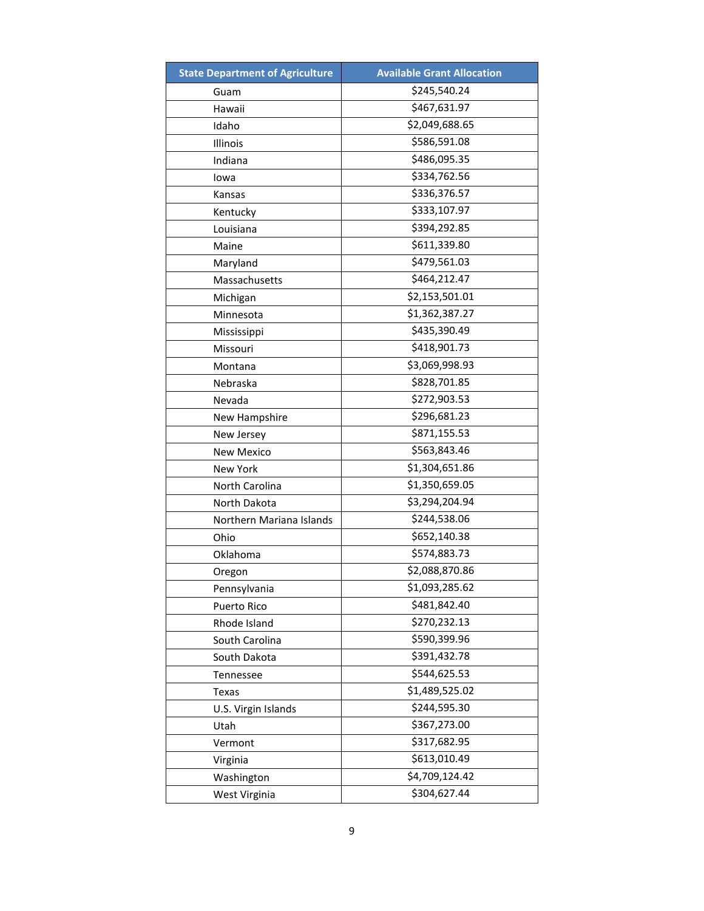| State Department of Agriculture | Available Grant Allocation |
|---|---|
| Guam | $245,540.24 |
| Hawaii | $467,631.97 |
| Idaho | $2,049,688.65 |
| Illinois | $586,591.08 |
| Indiana | $486,095.35 |
| Iowa | $334,762.56 |
| Kansas | $336,376.57 |
| Kentucky | $333,107.97 |
| Louisiana | $394,292.85 |
| Maine | $611,339.80 |
| Maryland | $479,561.03 |
| Massachusetts | $464,212.47 |
| Michigan | $2,153,501.01 |
| Minnesota | $1,362,387.27 |
| Mississippi | $435,390.49 |
| Missouri | $418,901.73 |
| Montana | $3,069,998.93 |
| Nebraska | $828,701.85 |
| Nevada | $272,903.53 |
| New Hampshire | $296,681.23 |
| New Jersey | $871,155.53 |
| New Mexico | $563,843.46 |
| New York | $1,304,651.86 |
| North Carolina | $1,350,659.05 |
| North Dakota | $3,294,204.94 |
| Northern Mariana Islands | $244,538.06 |
| Ohio | $652,140.38 |
| Oklahoma | $574,883.73 |
| Oregon | $2,088,870.86 |
| Pennsylvania | $1,093,285.62 |
| Puerto Rico | $481,842.40 |
| Rhode Island | $270,232.13 |
| South Carolina | $590,399.96 |
| South Dakota | $391,432.78 |
| Tennessee | $544,625.53 |
| Texas | $1,489,525.02 |
| U.S. Virgin Islands | $244,595.30 |
| Utah | $367,273.00 |
| Vermont | $317,682.95 |
| Virginia | $613,010.49 |
| Washington | $4,709,124.42 |
| West Virginia | $304,627.44 |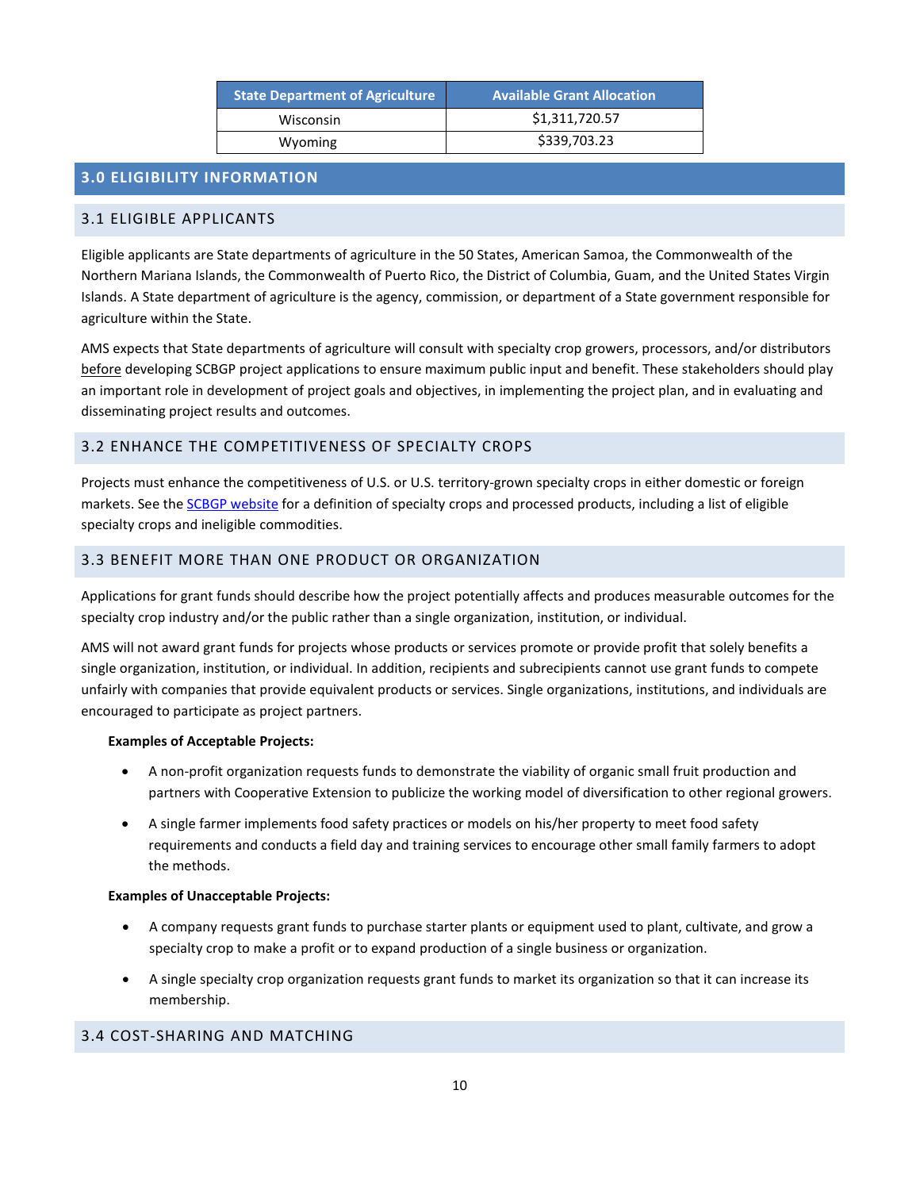| State Department of Agriculture | Available Grant Allocation |
|---|---|
| Wisconsin | $1,311,720.57 |
| Wyoming | $339,703.23 |

## 3.0 ELIGIBILITY INFORMATION

### 3.1 ELIGIBLE APPLICANTS

Eligible applicants are State departments of agriculture in the 50 States, American Samoa, the Commonwealth of the Northern Mariana Islands, the Commonwealth of Puerto Rico, the District of Columbia, Guam, and the United States Virgin Islands. A State department of agriculture is the agency, commission, or department of a State government responsible for agriculture within the State.

AMS expects that State departments of agriculture will consult with specialty crop growers, processors, and/or distributors before developing SCBGP project applications to ensure maximum public input and benefit. These stakeholders should play an important role in development of project goals and objectives, in implementing the project plan, and in evaluating and disseminating project results and outcomes.

### 3.2 ENHANCE THE COMPETITIVENESS OF SPECIALTY CROPS

Projects must enhance the competitiveness of U.S. or U.S. territory-grown specialty crops in either domestic or foreign markets. See the SCBGP website for a definition of specialty crops and processed products, including a list of eligible specialty crops and ineligible commodities.

### 3.3 BENEFIT MORE THAN ONE PRODUCT OR ORGANIZATION

Applications for grant funds should describe how the project potentially affects and produces measurable outcomes for the specialty crop industry and/or the public rather than a single organization, institution, or individual.

AMS will not award grant funds for projects whose products or services promote or provide profit that solely benefits a single organization, institution, or individual. In addition, recipients and subrecipients cannot use grant funds to compete unfairly with companies that provide equivalent products or services. Single organizations, institutions, and individuals are encouraged to participate as project partners.

**Examples of Acceptable Projects:**

- A non-profit organization requests funds to demonstrate the viability of organic small fruit production and partners with Cooperative Extension to publicize the working model of diversification to other regional growers.
- A single farmer implements food safety practices or models on his/her property to meet food safety requirements and conducts a field day and training services to encourage other small family farmers to adopt the methods.

**Examples of Unacceptable Projects:**

- A company requests grant funds to purchase starter plants or equipment used to plant, cultivate, and grow a specialty crop to make a profit or to expand production of a single business or organization.
- A single specialty crop organization requests grant funds to market its organization so that it can increase its membership.

### 3.4 COST-SHARING AND MATCHING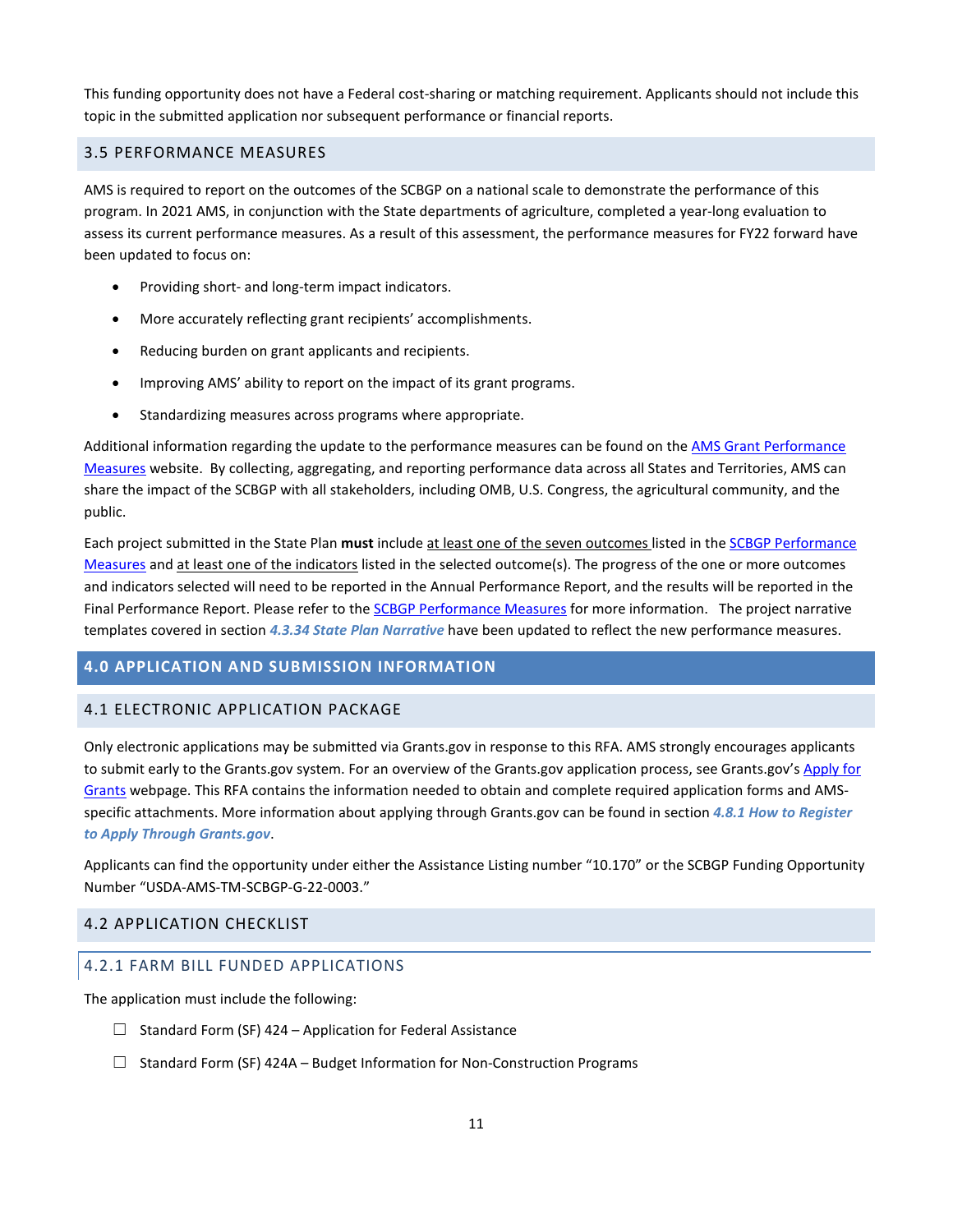This funding opportunity does not have a Federal cost-sharing or matching requirement. Applicants should not include this topic in the submitted application nor subsequent performance or financial reports.

### 3.5 PERFORMANCE MEASURES

AMS is required to report on the outcomes of the SCBGP on a national scale to demonstrate the performance of this program. In 2021 AMS, in conjunction with the State departments of agriculture, completed a year-long evaluation to assess its current performance measures. As a result of this assessment, the performance measures for FY22 forward have been updated to focus on:

- Providing short- and long-term impact indicators.
- More accurately reflecting grant recipients' accomplishments.
- Reducing burden on grant applicants and recipients.
- Improving AMS' ability to report on the impact of its grant programs.
- Standardizing measures across programs where appropriate.

Additional information regarding the update to the performance measures can be found on the AMS Grant Performance Measures website. By collecting, aggregating, and reporting performance data across all States and Territories, AMS can share the impact of the SCBGP with all stakeholders, including OMB, U.S. Congress, the agricultural community, and the public.

Each project submitted in the State Plan **must** include at least one of the seven outcomes listed in the SCBGP Performance Measures and at least one of the indicators listed in the selected outcome(s). The progress of the one or more outcomes and indicators selected will need to be reported in the Annual Performance Report, and the results will be reported in the Final Performance Report. Please refer to the SCBGP Performance Measures for more information. The project narrative templates covered in section ***4.3.34 State Plan Narrative*** have been updated to reflect the new performance measures.

## 4.0 APPLICATION AND SUBMISSION INFORMATION

### 4.1 ELECTRONIC APPLICATION PACKAGE

Only electronic applications may be submitted via Grants.gov in response to this RFA. AMS strongly encourages applicants to submit early to the Grants.gov system. For an overview of the Grants.gov application process, see Grants.gov's Apply for Grants webpage. This RFA contains the information needed to obtain and complete required application forms and AMS-specific attachments. More information about applying through Grants.gov can be found in section ***4.8.1 How to Register to Apply Through Grants.gov***.

Applicants can find the opportunity under either the Assistance Listing number "10.170" or the SCBGP Funding Opportunity Number "USDA-AMS-TM-SCBGP-G-22-0003."

### 4.2 APPLICATION CHECKLIST

#### 4.2.1 FARM BILL FUNDED APPLICATIONS

The application must include the following:

- ☐ Standard Form (SF) 424 – Application for Federal Assistance
- ☐ Standard Form (SF) 424A – Budget Information for Non-Construction Programs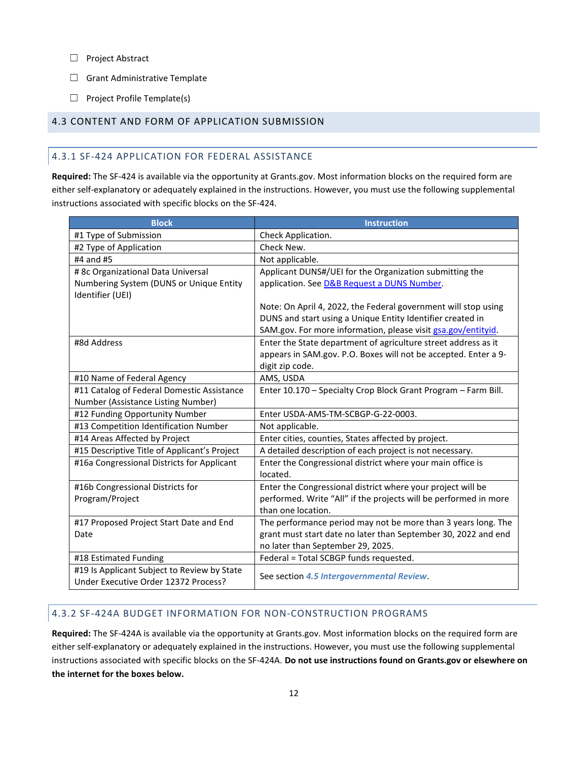- ☐ Project Abstract
- ☐ Grant Administrative Template
- ☐ Project Profile Template(s)

## 4.3 CONTENT AND FORM OF APPLICATION SUBMISSION

### 4.3.1 SF-424 APPLICATION FOR FEDERAL ASSISTANCE

**Required:** The SF-424 is available via the opportunity at Grants.gov. Most information blocks on the required form are either self-explanatory or adequately explained in the instructions. However, you must use the following supplemental instructions associated with specific blocks on the SF-424.

| Block | Instruction |
|---|---|
| #1 Type of Submission | Check Application. |
| #2 Type of Application | Check New. |
| #4 and #5 | Not applicable. |
| # 8c Organizational Data Universal Numbering System (DUNS or Unique Entity Identifier (UEI) | Applicant DUNS#/UEI for the Organization submitting the application. See [D&B Request a DUNS Number](). <br><br> Note: On April 4, 2022, the Federal government will stop using DUNS and start using a Unique Entity Identifier created in SAM.gov. For more information, please visit [gsa.gov/entityid](). |
| #8d Address | Enter the State department of agriculture street address as it appears in SAM.gov. P.O. Boxes will not be accepted. Enter a 9-digit zip code. |
| #10 Name of Federal Agency | AMS, USDA |
| #11 Catalog of Federal Domestic Assistance Number (Assistance Listing Number) | Enter 10.170 – Specialty Crop Block Grant Program – Farm Bill. |
| #12 Funding Opportunity Number | Enter USDA-AMS-TM-SCBGP-G-22-0003. |
| #13 Competition Identification Number | Not applicable. |
| #14 Areas Affected by Project | Enter cities, counties, States affected by project. |
| #15 Descriptive Title of Applicant's Project | A detailed description of each project is not necessary. |
| #16a Congressional Districts for Applicant | Enter the Congressional district where your main office is located. |
| #16b Congressional Districts for Program/Project | Enter the Congressional district where your project will be performed. Write "All" if the projects will be performed in more than one location. |
| #17 Proposed Project Start Date and End Date | The performance period may not be more than 3 years long. The grant must start date no later than September 30, 2022 and end no later than September 29, 2025. |
| #18 Estimated Funding | Federal = Total SCBGP funds requested. |
| #19 Is Applicant Subject to Review by State Under Executive Order 12372 Process? | See section ***4.5 Intergovernmental Review***. |

### 4.3.2 SF-424A BUDGET INFORMATION FOR NON-CONSTRUCTION PROGRAMS

**Required:** The SF-424A is available via the opportunity at Grants.gov. Most information blocks on the required form are either self-explanatory or adequately explained in the instructions. However, you must use the following supplemental instructions associated with specific blocks on the SF-424A. **Do not use instructions found on Grants.gov or elsewhere on the internet for the boxes below.**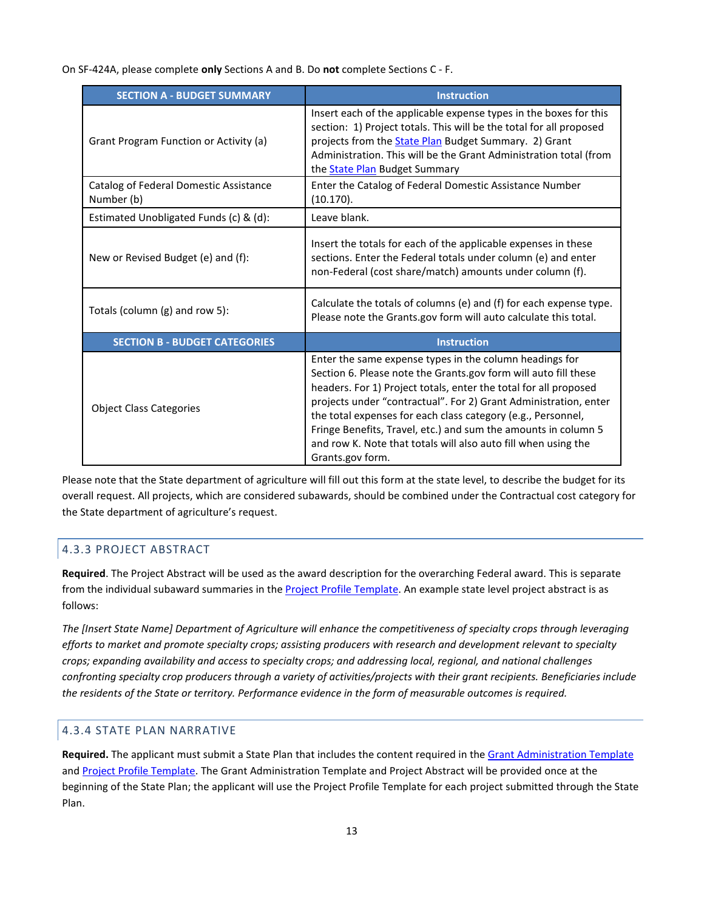On SF-424A, please complete **only** Sections A and B. Do **not** complete Sections C - F.

| SECTION A - BUDGET SUMMARY | Instruction |
|---|---|
| Grant Program Function or Activity (a) | Insert each of the applicable expense types in the boxes for this section: 1) Project totals. This will be the total for all proposed projects from the State Plan Budget Summary. 2) Grant Administration. This will be the Grant Administration total (from the State Plan Budget Summary |
| Catalog of Federal Domestic Assistance Number (b) | Enter the Catalog of Federal Domestic Assistance Number (10.170). |
| Estimated Unobligated Funds (c) & (d): | Leave blank. |
| New or Revised Budget (e) and (f): | Insert the totals for each of the applicable expenses in these sections. Enter the Federal totals under column (e) and enter non-Federal (cost share/match) amounts under column (f). |
| Totals (column (g) and row 5): | Calculate the totals of columns (e) and (f) for each expense type. Please note the Grants.gov form will auto calculate this total. |
| **SECTION B - BUDGET CATEGORIES** | **Instruction** |
| Object Class Categories | Enter the same expense types in the column headings for Section 6. Please note the Grants.gov form will auto fill these headers. For 1) Project totals, enter the total for all proposed projects under "contractual". For 2) Grant Administration, enter the total expenses for each class category (e.g., Personnel, Fringe Benefits, Travel, etc.) and sum the amounts in column 5 and row K. Note that totals will also auto fill when using the Grants.gov form. |

Please note that the State department of agriculture will fill out this form at the state level, to describe the budget for its overall request. All projects, which are considered subawards, should be combined under the Contractual cost category for the State department of agriculture's request.

## 4.3.3 PROJECT ABSTRACT

**Required**. The Project Abstract will be used as the award description for the overarching Federal award. This is separate from the individual subaward summaries in the Project Profile Template. An example state level project abstract is as follows:

*The [Insert State Name] Department of Agriculture will enhance the competitiveness of specialty crops through leveraging efforts to market and promote specialty crops; assisting producers with research and development relevant to specialty crops; expanding availability and access to specialty crops; and addressing local, regional, and national challenges confronting specialty crop producers through a variety of activities/projects with their grant recipients. Beneficiaries include the residents of the State or territory. Performance evidence in the form of measurable outcomes is required.*

## 4.3.4 STATE PLAN NARRATIVE

**Required.** The applicant must submit a State Plan that includes the content required in the Grant Administration Template and Project Profile Template. The Grant Administration Template and Project Abstract will be provided once at the beginning of the State Plan; the applicant will use the Project Profile Template for each project submitted through the State Plan.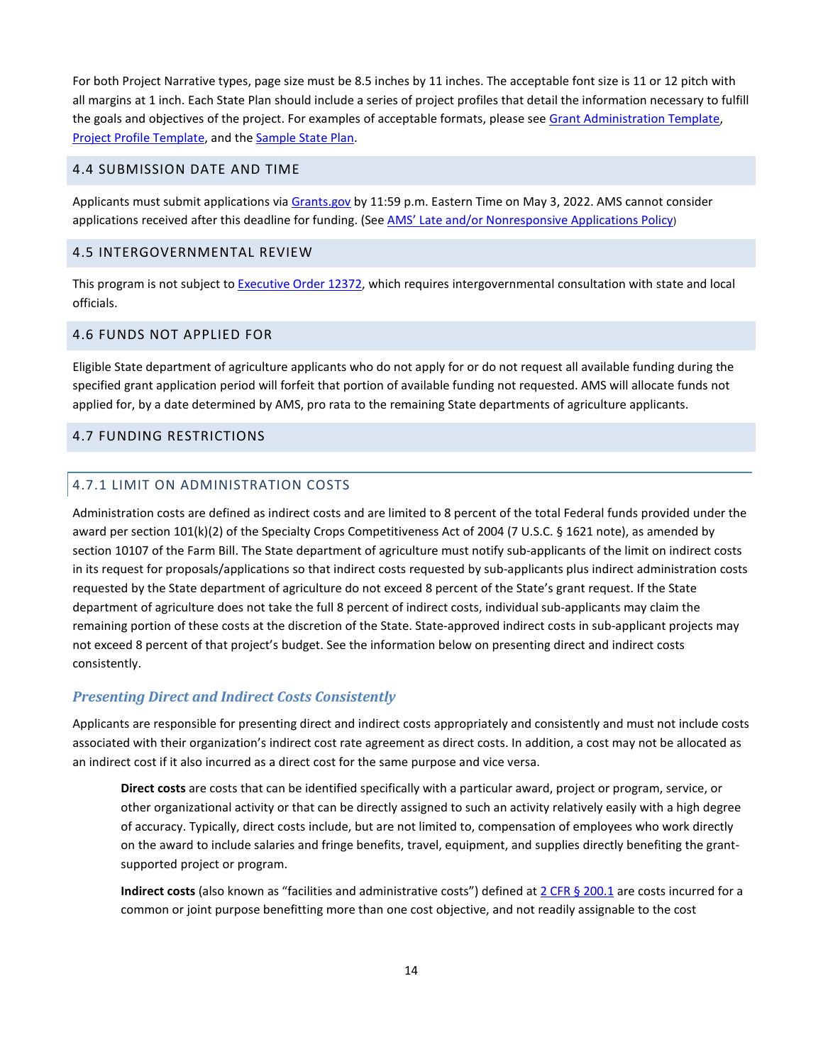For both Project Narrative types, page size must be 8.5 inches by 11 inches. The acceptable font size is 11 or 12 pitch with all margins at 1 inch. Each State Plan should include a series of project profiles that detail the information necessary to fulfill the goals and objectives of the project. For examples of acceptable formats, please see Grant Administration Template, Project Profile Template, and the Sample State Plan.

## 4.4 SUBMISSION DATE AND TIME

Applicants must submit applications via Grants.gov by 11:59 p.m. Eastern Time on May 3, 2022. AMS cannot consider applications received after this deadline for funding. (See AMS' Late and/or Nonresponsive Applications Policy)

## 4.5 INTERGOVERNMENTAL REVIEW

This program is not subject to Executive Order 12372, which requires intergovernmental consultation with state and local officials.

## 4.6 FUNDS NOT APPLIED FOR

Eligible State department of agriculture applicants who do not apply for or do not request all available funding during the specified grant application period will forfeit that portion of available funding not requested. AMS will allocate funds not applied for, by a date determined by AMS, pro rata to the remaining State departments of agriculture applicants.

## 4.7 FUNDING RESTRICTIONS

### 4.7.1 LIMIT ON ADMINISTRATION COSTS

Administration costs are defined as indirect costs and are limited to 8 percent of the total Federal funds provided under the award per section 101(k)(2) of the Specialty Crops Competitiveness Act of 2004 (7 U.S.C. § 1621 note), as amended by section 10107 of the Farm Bill. The State department of agriculture must notify sub-applicants of the limit on indirect costs in its request for proposals/applications so that indirect costs requested by sub-applicants plus indirect administration costs requested by the State department of agriculture do not exceed 8 percent of the State's grant request. If the State department of agriculture does not take the full 8 percent of indirect costs, individual sub-applicants may claim the remaining portion of these costs at the discretion of the State. State-approved indirect costs in sub-applicant projects may not exceed 8 percent of that project's budget. See the information below on presenting direct and indirect costs consistently.

#### *Presenting Direct and Indirect Costs Consistently*

Applicants are responsible for presenting direct and indirect costs appropriately and consistently and must not include costs associated with their organization's indirect cost rate agreement as direct costs. In addition, a cost may not be allocated as an indirect cost if it also incurred as a direct cost for the same purpose and vice versa.

> **Direct costs** are costs that can be identified specifically with a particular award, project or program, service, or other organizational activity or that can be directly assigned to such an activity relatively easily with a high degree of accuracy. Typically, direct costs include, but are not limited to, compensation of employees who work directly on the award to include salaries and fringe benefits, travel, equipment, and supplies directly benefiting the grant-supported project or program.
>
> **Indirect costs** (also known as "facilities and administrative costs") defined at 2 CFR § 200.1 are costs incurred for a common or joint purpose benefitting more than one cost objective, and not readily assignable to the cost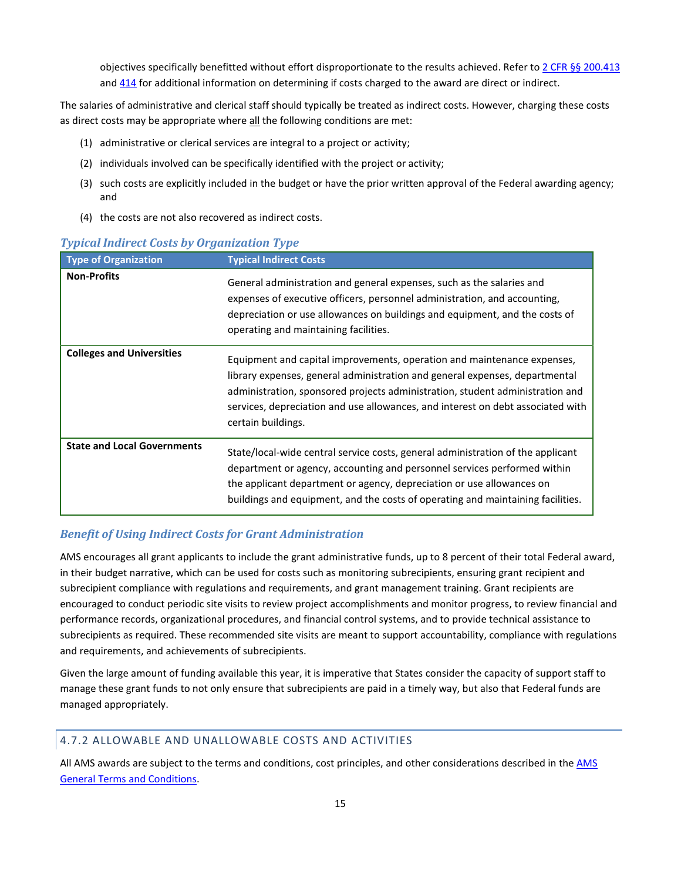objectives specifically benefitted without effort disproportionate to the results achieved. Refer to [2 CFR §§ 200.413](#) and [414](#) for additional information on determining if costs charged to the award are direct or indirect.

The salaries of administrative and clerical staff should typically be treated as indirect costs. However, charging these costs as direct costs may be appropriate where <u>all</u> the following conditions are met:

(1) administrative or clerical services are integral to a project or activity;

(2) individuals involved can be specifically identified with the project or activity;

(3) such costs are explicitly included in the budget or have the prior written approval of the Federal awarding agency; and

(4) the costs are not also recovered as indirect costs.

### *Typical Indirect Costs by Organization Type*

| Type of Organization | Typical Indirect Costs |
|---|---|
| **Non-Profits** | General administration and general expenses, such as the salaries and expenses of executive officers, personnel administration, and accounting, depreciation or use allowances on buildings and equipment, and the costs of operating and maintaining facilities. |
| **Colleges and Universities** | Equipment and capital improvements, operation and maintenance expenses, library expenses, general administration and general expenses, departmental administration, sponsored projects administration, student administration and services, depreciation and use allowances, and interest on debt associated with certain buildings. |
| **State and Local Governments** | State/local-wide central service costs, general administration of the applicant department or agency, accounting and personnel services performed within the applicant department or agency, depreciation or use allowances on buildings and equipment, and the costs of operating and maintaining facilities. |

### *Benefit of Using Indirect Costs for Grant Administration*

AMS encourages all grant applicants to include the grant administrative funds, up to 8 percent of their total Federal award, in their budget narrative, which can be used for costs such as monitoring subrecipients, ensuring grant recipient and subrecipient compliance with regulations and requirements, and grant management training. Grant recipients are encouraged to conduct periodic site visits to review project accomplishments and monitor progress, to review financial and performance records, organizational procedures, and financial control systems, and to provide technical assistance to subrecipients as required. These recommended site visits are meant to support accountability, compliance with regulations and requirements, and achievements of subrecipients.

Given the large amount of funding available this year, it is imperative that States consider the capacity of support staff to manage these grant funds to not only ensure that subrecipients are paid in a timely way, but also that Federal funds are managed appropriately.

## 4.7.2 ALLOWABLE AND UNALLOWABLE COSTS AND ACTIVITIES

All AMS awards are subject to the terms and conditions, cost principles, and other considerations described in the [AMS General Terms and Conditions](#).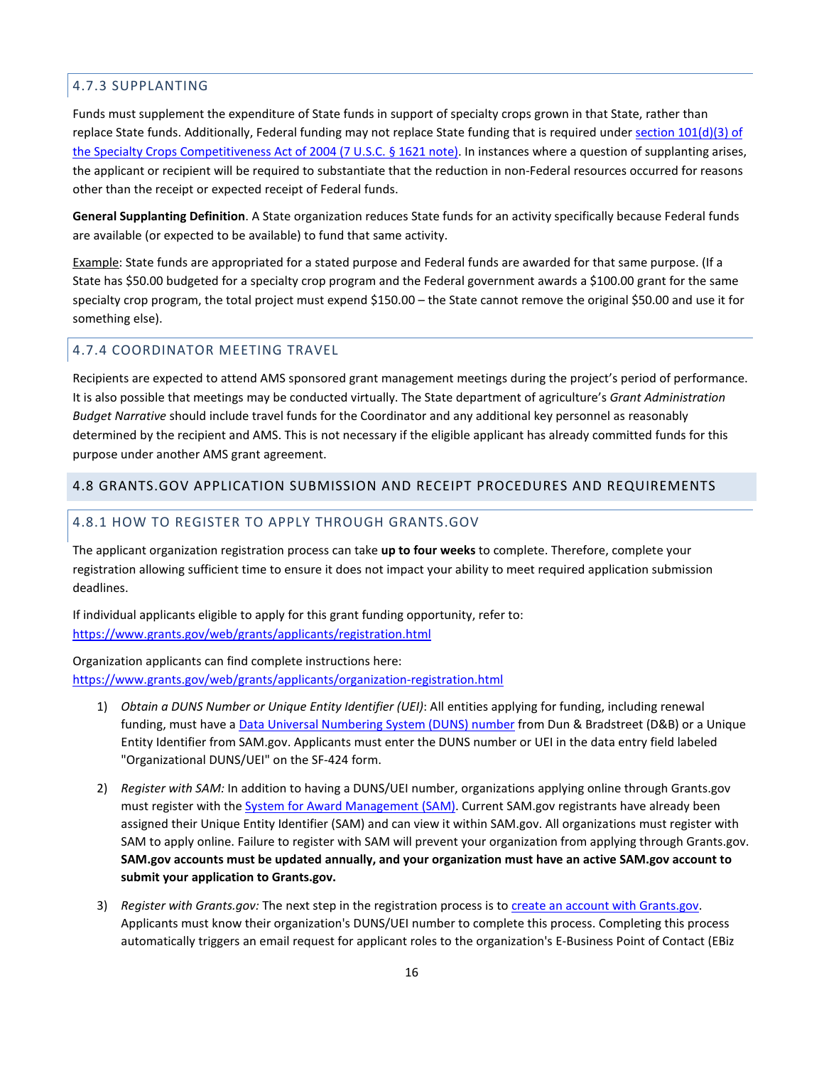### 4.7.3 SUPPLANTING

Funds must supplement the expenditure of State funds in support of specialty crops grown in that State, rather than replace State funds. Additionally, Federal funding may not replace State funding that is required under [section 101(d)(3) of the Specialty Crops Competitiveness Act of 2004 (7 U.S.C. § 1621 note)](). In instances where a question of supplanting arises, the applicant or recipient will be required to substantiate that the reduction in non-Federal resources occurred for reasons other than the receipt or expected receipt of Federal funds.

**General Supplanting Definition**. A State organization reduces State funds for an activity specifically because Federal funds are available (or expected to be available) to fund that same activity.

Example: State funds are appropriated for a stated purpose and Federal funds are awarded for that same purpose. (If a State has $50.00 budgeted for a specialty crop program and the Federal government awards a $100.00 grant for the same specialty crop program, the total project must expend $150.00 – the State cannot remove the original $50.00 and use it for something else).

### 4.7.4 COORDINATOR MEETING TRAVEL

Recipients are expected to attend AMS sponsored grant management meetings during the project's period of performance. It is also possible that meetings may be conducted virtually. The State department of agriculture's *Grant Administration Budget Narrative* should include travel funds for the Coordinator and any additional key personnel as reasonably determined by the recipient and AMS. This is not necessary if the eligible applicant has already committed funds for this purpose under another AMS grant agreement.

## 4.8 GRANTS.GOV APPLICATION SUBMISSION AND RECEIPT PROCEDURES AND REQUIREMENTS

### 4.8.1 HOW TO REGISTER TO APPLY THROUGH GRANTS.GOV

The applicant organization registration process can take **up to four weeks** to complete. Therefore, complete your registration allowing sufficient time to ensure it does not impact your ability to meet required application submission deadlines.

If individual applicants eligible to apply for this grant funding opportunity, refer to: https://www.grants.gov/web/grants/applicants/registration.html

Organization applicants can find complete instructions here: https://www.grants.gov/web/grants/applicants/organization-registration.html

1) *Obtain a DUNS Number or Unique Entity Identifier (UEI)*: All entities applying for funding, including renewal funding, must have a Data Universal Numbering System (DUNS) number from Dun & Bradstreet (D&B) or a Unique Entity Identifier from SAM.gov. Applicants must enter the DUNS number or UEI in the data entry field labeled "Organizational DUNS/UEI" on the SF-424 form.

2) *Register with SAM:* In addition to having a DUNS/UEI number, organizations applying online through Grants.gov must register with the System for Award Management (SAM). Current SAM.gov registrants have already been assigned their Unique Entity Identifier (SAM) and can view it within SAM.gov. All organizations must register with SAM to apply online. Failure to register with SAM will prevent your organization from applying through Grants.gov. **SAM.gov accounts must be updated annually, and your organization must have an active SAM.gov account to submit your application to Grants.gov.**

3) *Register with Grants.gov:* The next step in the registration process is to create an account with Grants.gov. Applicants must know their organization's DUNS/UEI number to complete this process. Completing this process automatically triggers an email request for applicant roles to the organization's E-Business Point of Contact (EBiz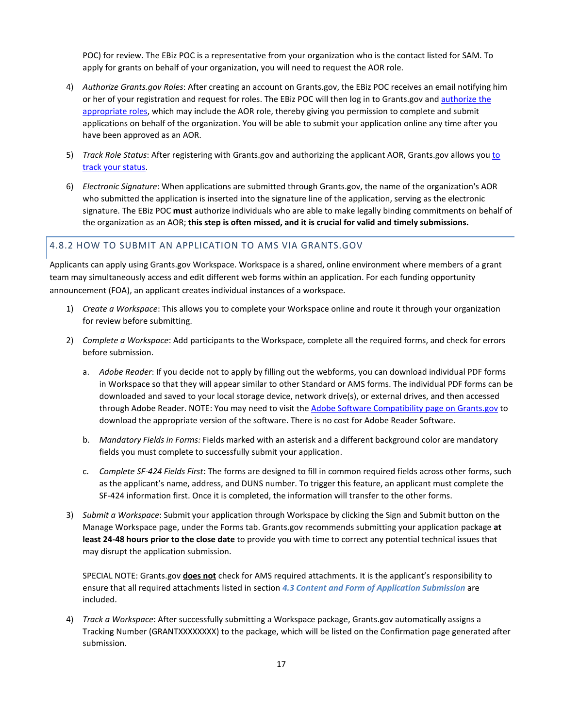POC) for review. The EBiz POC is a representative from your organization who is the contact listed for SAM. To apply for grants on behalf of your organization, you will need to request the AOR role.

4) *Authorize Grants.gov Roles*: After creating an account on Grants.gov, the EBiz POC receives an email notifying him or her of your registration and request for roles. The EBiz POC will then log in to Grants.gov and authorize the appropriate roles, which may include the AOR role, thereby giving you permission to complete and submit applications on behalf of the organization. You will be able to submit your application online any time after you have been approved as an AOR.

5) *Track Role Status*: After registering with Grants.gov and authorizing the applicant AOR, Grants.gov allows you to track your status.

6) *Electronic Signature*: When applications are submitted through Grants.gov, the name of the organization's AOR who submitted the application is inserted into the signature line of the application, serving as the electronic signature. The EBiz POC **must** authorize individuals who are able to make legally binding commitments on behalf of the organization as an AOR; **this step is often missed, and it is crucial for valid and timely submissions.**

### 4.8.2 HOW TO SUBMIT AN APPLICATION TO AMS VIA GRANTS.GOV

Applicants can apply using Grants.gov Workspace. Workspace is a shared, online environment where members of a grant team may simultaneously access and edit different web forms within an application. For each funding opportunity announcement (FOA), an applicant creates individual instances of a workspace.

1) *Create a Workspace*: This allows you to complete your Workspace online and route it through your organization for review before submitting.

2) *Complete a Workspace*: Add participants to the Workspace, complete all the required forms, and check for errors before submission.

   a. *Adobe Reader*: If you decide not to apply by filling out the webforms, you can download individual PDF forms in Workspace so that they will appear similar to other Standard or AMS forms. The individual PDF forms can be downloaded and saved to your local storage device, network drive(s), or external drives, and then accessed through Adobe Reader. NOTE: You may need to visit the Adobe Software Compatibility page on Grants.gov to download the appropriate version of the software. There is no cost for Adobe Reader Software.

   b. *Mandatory Fields in Forms:* Fields marked with an asterisk and a different background color are mandatory fields you must complete to successfully submit your application.

   c. *Complete SF-424 Fields First*: The forms are designed to fill in common required fields across other forms, such as the applicant's name, address, and DUNS number. To trigger this feature, an applicant must complete the SF-424 information first. Once it is completed, the information will transfer to the other forms.

3) *Submit a Workspace*: Submit your application through Workspace by clicking the Sign and Submit button on the Manage Workspace page, under the Forms tab. Grants.gov recommends submitting your application package **at least 24-48 hours prior to the close date** to provide you with time to correct any potential technical issues that may disrupt the application submission.

   SPECIAL NOTE: Grants.gov **does not** check for AMS required attachments. It is the applicant's responsibility to ensure that all required attachments listed in section ***4.3 Content and Form of Application Submission*** are included.

4) *Track a Workspace*: After successfully submitting a Workspace package, Grants.gov automatically assigns a Tracking Number (GRANTXXXXXXXX) to the package, which will be listed on the Confirmation page generated after submission.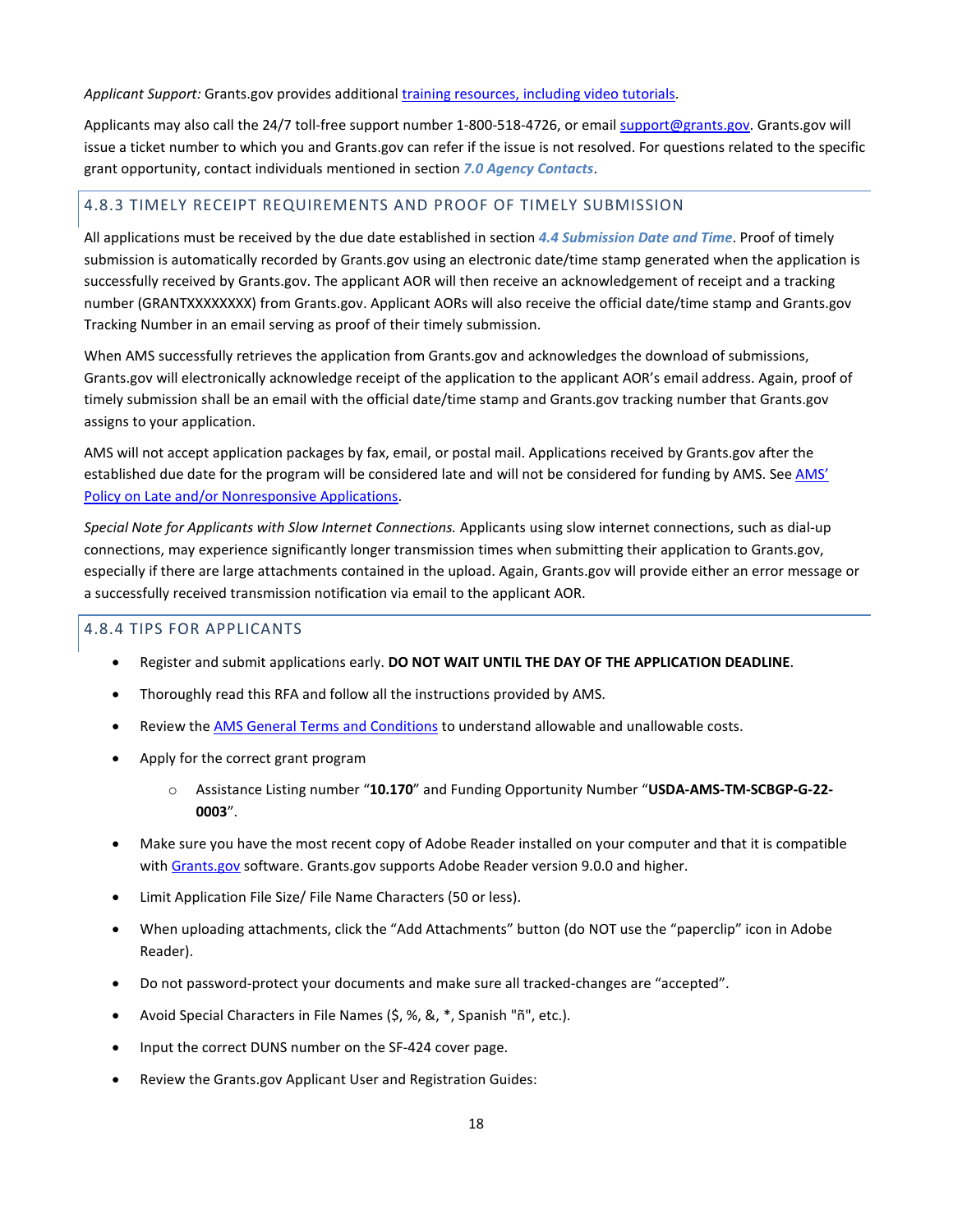*Applicant Support:* Grants.gov provides additional training resources, including video tutorials.

Applicants may also call the 24/7 toll-free support number 1-800-518-4726, or email support@grants.gov. Grants.gov will issue a ticket number to which you and Grants.gov can refer if the issue is not resolved. For questions related to the specific grant opportunity, contact individuals mentioned in section ***7.0 Agency Contacts***.

### 4.8.3 TIMELY RECEIPT REQUIREMENTS AND PROOF OF TIMELY SUBMISSION

All applications must be received by the due date established in section ***4.4 Submission Date and Time***. Proof of timely submission is automatically recorded by Grants.gov using an electronic date/time stamp generated when the application is successfully received by Grants.gov. The applicant AOR will then receive an acknowledgement of receipt and a tracking number (GRANTXXXXXXXX) from Grants.gov. Applicant AORs will also receive the official date/time stamp and Grants.gov Tracking Number in an email serving as proof of their timely submission.

When AMS successfully retrieves the application from Grants.gov and acknowledges the download of submissions, Grants.gov will electronically acknowledge receipt of the application to the applicant AOR's email address. Again, proof of timely submission shall be an email with the official date/time stamp and Grants.gov tracking number that Grants.gov assigns to your application.

AMS will not accept application packages by fax, email, or postal mail. Applications received by Grants.gov after the established due date for the program will be considered late and will not be considered for funding by AMS. See AMS' Policy on Late and/or Nonresponsive Applications.

*Special Note for Applicants with Slow Internet Connections.* Applicants using slow internet connections, such as dial-up connections, may experience significantly longer transmission times when submitting their application to Grants.gov, especially if there are large attachments contained in the upload. Again, Grants.gov will provide either an error message or a successfully received transmission notification via email to the applicant AOR.

### 4.8.4 TIPS FOR APPLICANTS

- Register and submit applications early. **DO NOT WAIT UNTIL THE DAY OF THE APPLICATION DEADLINE**.
- Thoroughly read this RFA and follow all the instructions provided by AMS.
- Review the AMS General Terms and Conditions to understand allowable and unallowable costs.
- Apply for the correct grant program
  - Assistance Listing number "**10.170**" and Funding Opportunity Number "**USDA-AMS-TM-SCBGP-G-22-0003**".
- Make sure you have the most recent copy of Adobe Reader installed on your computer and that it is compatible with Grants.gov software. Grants.gov supports Adobe Reader version 9.0.0 and higher.
- Limit Application File Size/ File Name Characters (50 or less).
- When uploading attachments, click the "Add Attachments" button (do NOT use the "paperclip" icon in Adobe Reader).
- Do not password-protect your documents and make sure all tracked-changes are "accepted".
- Avoid Special Characters in File Names ($, %, &, *, Spanish "ñ", etc.).
- Input the correct DUNS number on the SF-424 cover page.
- Review the Grants.gov Applicant User and Registration Guides: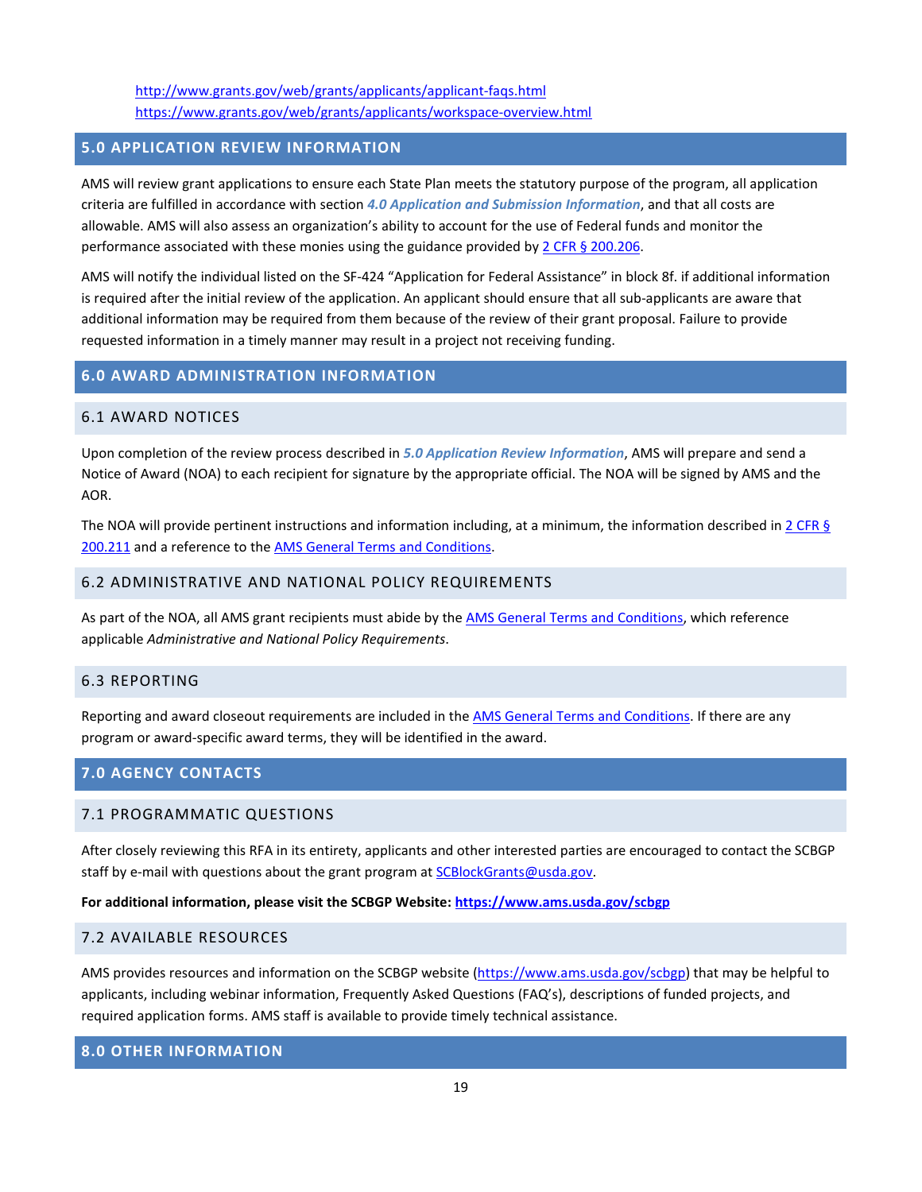http://www.grants.gov/web/grants/applicants/applicant-faqs.html
https://www.grants.gov/web/grants/applicants/workspace-overview.html

## 5.0 APPLICATION REVIEW INFORMATION

AMS will review grant applications to ensure each State Plan meets the statutory purpose of the program, all application criteria are fulfilled in accordance with section ***4.0 Application and Submission Information***, and that all costs are allowable. AMS will also assess an organization's ability to account for the use of Federal funds and monitor the performance associated with these monies using the guidance provided by 2 CFR § 200.206.

AMS will notify the individual listed on the SF-424 "Application for Federal Assistance" in block 8f. if additional information is required after the initial review of the application. An applicant should ensure that all sub-applicants are aware that additional information may be required from them because of the review of their grant proposal. Failure to provide requested information in a timely manner may result in a project not receiving funding.

## 6.0 AWARD ADMINISTRATION INFORMATION

### 6.1 AWARD NOTICES

Upon completion of the review process described in ***5.0 Application Review Information***, AMS will prepare and send a Notice of Award (NOA) to each recipient for signature by the appropriate official. The NOA will be signed by AMS and the AOR.

The NOA will provide pertinent instructions and information including, at a minimum, the information described in 2 CFR § 200.211 and a reference to the AMS General Terms and Conditions.

### 6.2 ADMINISTRATIVE AND NATIONAL POLICY REQUIREMENTS

As part of the NOA, all AMS grant recipients must abide by the AMS General Terms and Conditions, which reference applicable *Administrative and National Policy Requirements*.

### 6.3 REPORTING

Reporting and award closeout requirements are included in the AMS General Terms and Conditions. If there are any program or award-specific award terms, they will be identified in the award.

## 7.0 AGENCY CONTACTS

### 7.1 PROGRAMMATIC QUESTIONS

After closely reviewing this RFA in its entirety, applicants and other interested parties are encouraged to contact the SCBGP staff by e-mail with questions about the grant program at SCBlockGrants@usda.gov.

**For additional information, please visit the SCBGP Website: https://www.ams.usda.gov/scbgp**

### 7.2 AVAILABLE RESOURCES

AMS provides resources and information on the SCBGP website (https://www.ams.usda.gov/scbgp) that may be helpful to applicants, including webinar information, Frequently Asked Questions (FAQ's), descriptions of funded projects, and required application forms. AMS staff is available to provide timely technical assistance.

## 8.0 OTHER INFORMATION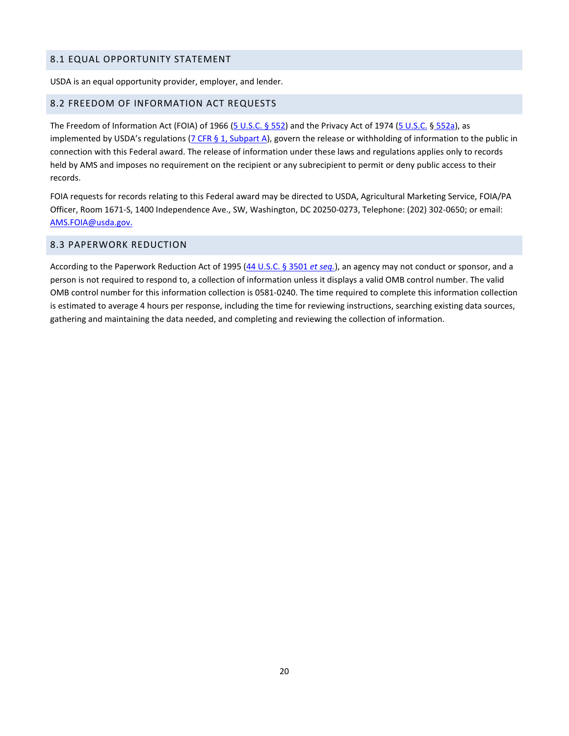## 8.1 EQUAL OPPORTUNITY STATEMENT

USDA is an equal opportunity provider, employer, and lender.

## 8.2 FREEDOM OF INFORMATION ACT REQUESTS

The Freedom of Information Act (FOIA) of 1966 (5 U.S.C. § 552) and the Privacy Act of 1974 (5 U.S.C. § 552a), as implemented by USDA's regulations (7 CFR § 1, Subpart A), govern the release or withholding of information to the public in connection with this Federal award. The release of information under these laws and regulations applies only to records held by AMS and imposes no requirement on the recipient or any subrecipient to permit or deny public access to their records.

FOIA requests for records relating to this Federal award may be directed to USDA, Agricultural Marketing Service, FOIA/PA Officer, Room 1671-S, 1400 Independence Ave., SW, Washington, DC 20250-0273, Telephone: (202) 302-0650; or email: AMS.FOIA@usda.gov.

## 8.3 PAPERWORK REDUCTION

According to the Paperwork Reduction Act of 1995 (44 U.S.C. § 3501 *et seq.*), an agency may not conduct or sponsor, and a person is not required to respond to, a collection of information unless it displays a valid OMB control number. The valid OMB control number for this information collection is 0581-0240. The time required to complete this information collection is estimated to average 4 hours per response, including the time for reviewing instructions, searching existing data sources, gathering and maintaining the data needed, and completing and reviewing the collection of information.